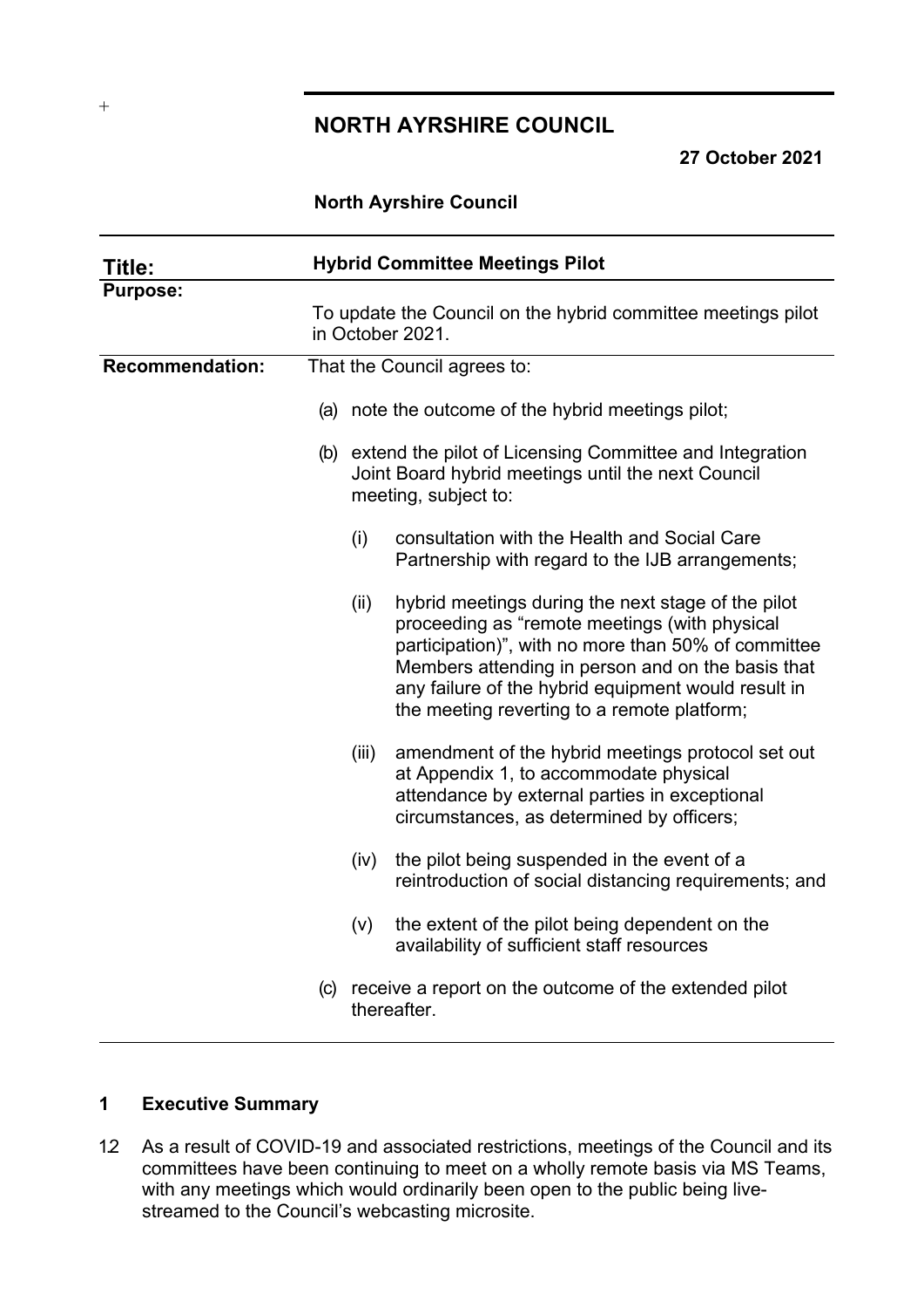# NORTH AYRSHIRE COUNCIL

**27 October 2021**

**North Ayrshire Council**

| **Title:** | **Hybrid Committee Meetings Pilot** |
|---|---|
| **Purpose:** | To update the Council on the hybrid committee meetings pilot in October 2021. |
| **Recommendation:** | That the Council agrees to:<br><br>(a) note the outcome of the hybrid meetings pilot;<br><br>(b) extend the pilot of Licensing Committee and Integration Joint Board hybrid meetings until the next Council meeting, subject to:<br><br>(i) consultation with the Health and Social Care Partnership with regard to the IJB arrangements;<br><br>(ii) hybrid meetings during the next stage of the pilot proceeding as "remote meetings (with physical participation)", with no more than 50% of committee Members attending in person and on the basis that any failure of the hybrid equipment would result in the meeting reverting to a remote platform;<br><br>(iii) amendment of the hybrid meetings protocol set out at Appendix 1, to accommodate physical attendance by external parties in exceptional circumstances, as determined by officers;<br><br>(iv) the pilot being suspended in the event of a reintroduction of social distancing requirements; and<br><br>(v) the extent of the pilot being dependent on the availability of sufficient staff resources<br><br>(c) receive a report on the outcome of the extended pilot thereafter. |

## 1 Executive Summary

1.2 As a result of COVID-19 and associated restrictions, meetings of the Council and its committees have been continuing to meet on a wholly remote basis via MS Teams, with any meetings which would ordinarily been open to the public being live-streamed to the Council's webcasting microsite.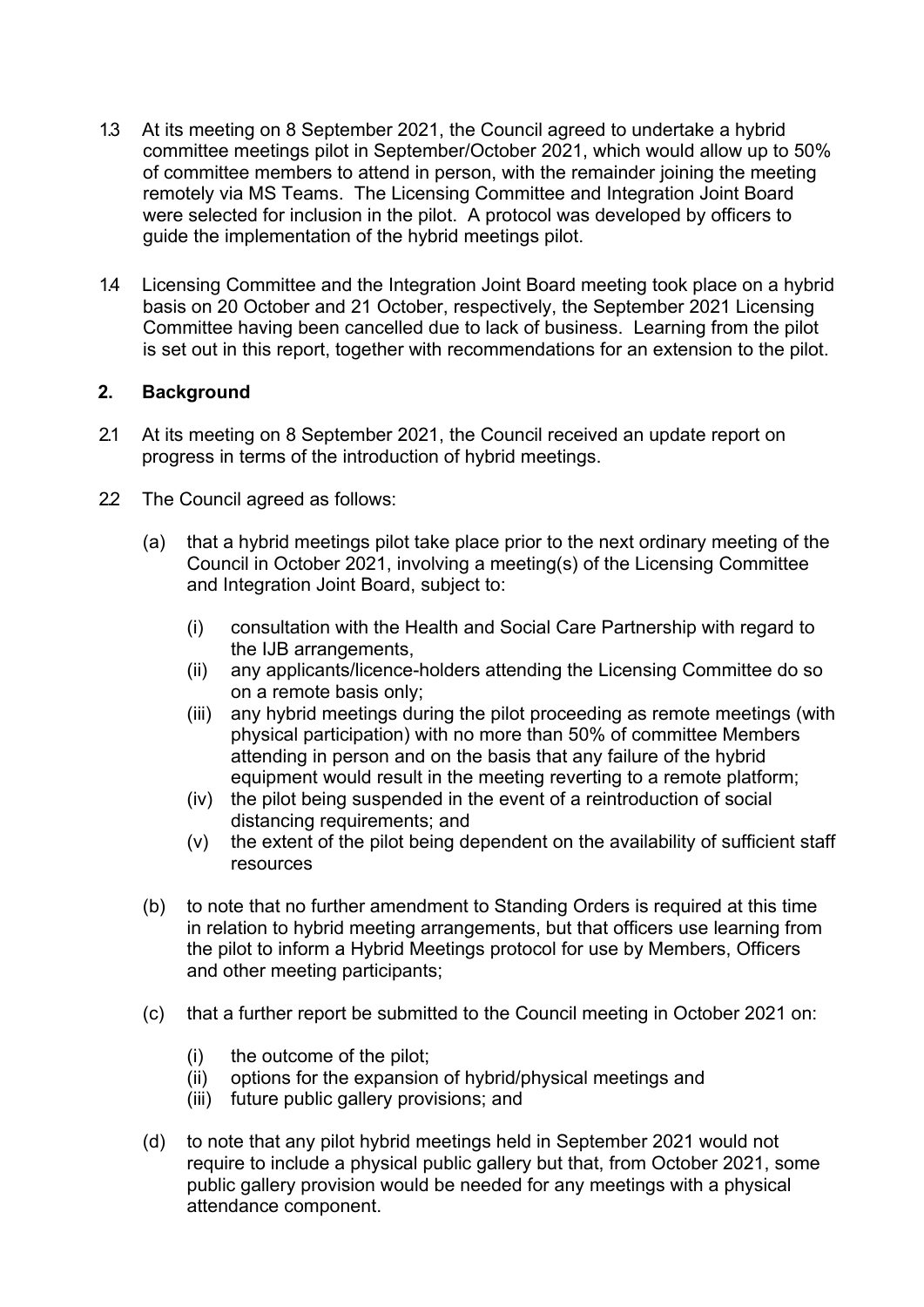1.3 At its meeting on 8 September 2021, the Council agreed to undertake a hybrid committee meetings pilot in September/October 2021, which would allow up to 50% of committee members to attend in person, with the remainder joining the meeting remotely via MS Teams. The Licensing Committee and Integration Joint Board were selected for inclusion in the pilot. A protocol was developed by officers to guide the implementation of the hybrid meetings pilot.

1.4 Licensing Committee and the Integration Joint Board meeting took place on a hybrid basis on 20 October and 21 October, respectively, the September 2021 Licensing Committee having been cancelled due to lack of business. Learning from the pilot is set out in this report, together with recommendations for an extension to the pilot.

## 2. Background

2.1 At its meeting on 8 September 2021, the Council received an update report on progress in terms of the introduction of hybrid meetings.

2.2 The Council agreed as follows:

(a) that a hybrid meetings pilot take place prior to the next ordinary meeting of the Council in October 2021, involving a meeting(s) of the Licensing Committee and Integration Joint Board, subject to:

  (i) consultation with the Health and Social Care Partnership with regard to the IJB arrangements,
  (ii) any applicants/licence-holders attending the Licensing Committee do so on a remote basis only;
  (iii) any hybrid meetings during the pilot proceeding as remote meetings (with physical participation) with no more than 50% of committee Members attending in person and on the basis that any failure of the hybrid equipment would result in the meeting reverting to a remote platform;
  (iv) the pilot being suspended in the event of a reintroduction of social distancing requirements; and
  (v) the extent of the pilot being dependent on the availability of sufficient staff resources

(b) to note that no further amendment to Standing Orders is required at this time in relation to hybrid meeting arrangements, but that officers use learning from the pilot to inform a Hybrid Meetings protocol for use by Members, Officers and other meeting participants;

(c) that a further report be submitted to the Council meeting in October 2021 on:

  (i) the outcome of the pilot;
  (ii) options for the expansion of hybrid/physical meetings and
  (iii) future public gallery provisions; and

(d) to note that any pilot hybrid meetings held in September 2021 would not require to include a physical public gallery but that, from October 2021, some public gallery provision would be needed for any meetings with a physical attendance component.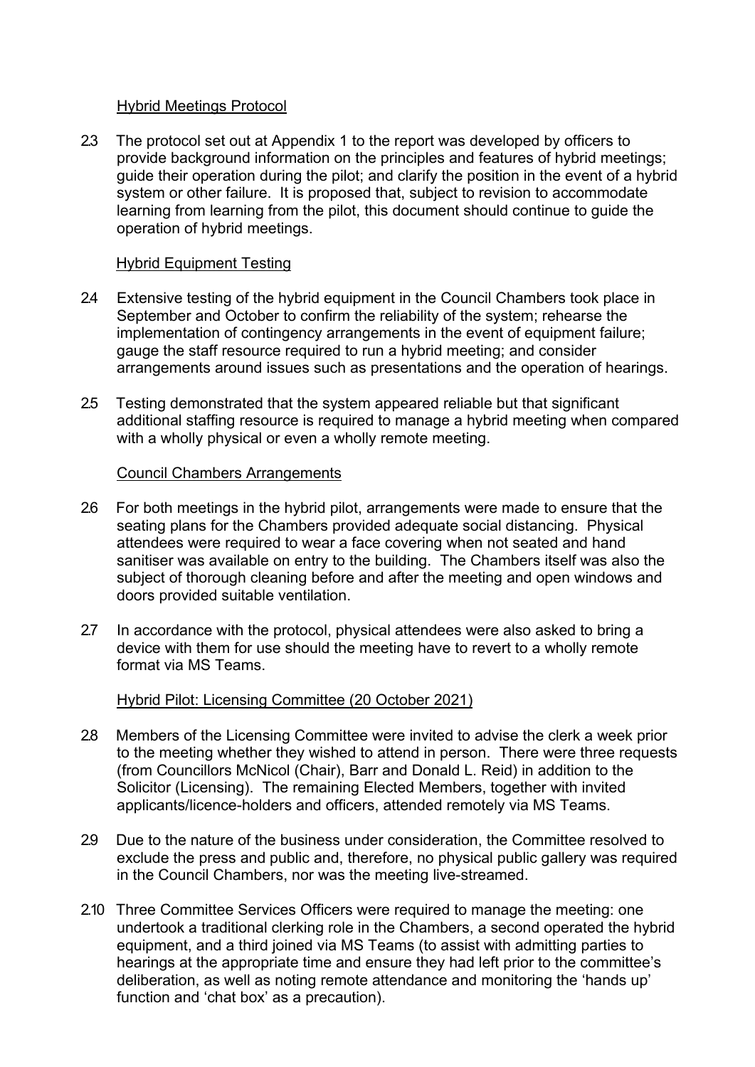Hybrid Meetings Protocol

2.3 The protocol set out at Appendix 1 to the report was developed by officers to provide background information on the principles and features of hybrid meetings; guide their operation during the pilot; and clarify the position in the event of a hybrid system or other failure. It is proposed that, subject to revision to accommodate learning from learning from the pilot, this document should continue to guide the operation of hybrid meetings.

Hybrid Equipment Testing

2.4 Extensive testing of the hybrid equipment in the Council Chambers took place in September and October to confirm the reliability of the system; rehearse the implementation of contingency arrangements in the event of equipment failure; gauge the staff resource required to run a hybrid meeting; and consider arrangements around issues such as presentations and the operation of hearings.

2.5 Testing demonstrated that the system appeared reliable but that significant additional staffing resource is required to manage a hybrid meeting when compared with a wholly physical or even a wholly remote meeting.

Council Chambers Arrangements

2.6 For both meetings in the hybrid pilot, arrangements were made to ensure that the seating plans for the Chambers provided adequate social distancing. Physical attendees were required to wear a face covering when not seated and hand sanitiser was available on entry to the building. The Chambers itself was also the subject of thorough cleaning before and after the meeting and open windows and doors provided suitable ventilation.

2.7 In accordance with the protocol, physical attendees were also asked to bring a device with them for use should the meeting have to revert to a wholly remote format via MS Teams.

Hybrid Pilot: Licensing Committee (20 October 2021)

2.8 Members of the Licensing Committee were invited to advise the clerk a week prior to the meeting whether they wished to attend in person. There were three requests (from Councillors McNicol (Chair), Barr and Donald L. Reid) in addition to the Solicitor (Licensing). The remaining Elected Members, together with invited applicants/licence-holders and officers, attended remotely via MS Teams.

2.9 Due to the nature of the business under consideration, the Committee resolved to exclude the press and public and, therefore, no physical public gallery was required in the Council Chambers, nor was the meeting live-streamed.

2.10 Three Committee Services Officers were required to manage the meeting: one undertook a traditional clerking role in the Chambers, a second operated the hybrid equipment, and a third joined via MS Teams (to assist with admitting parties to hearings at the appropriate time and ensure they had left prior to the committee's deliberation, as well as noting remote attendance and monitoring the 'hands up' function and 'chat box' as a precaution).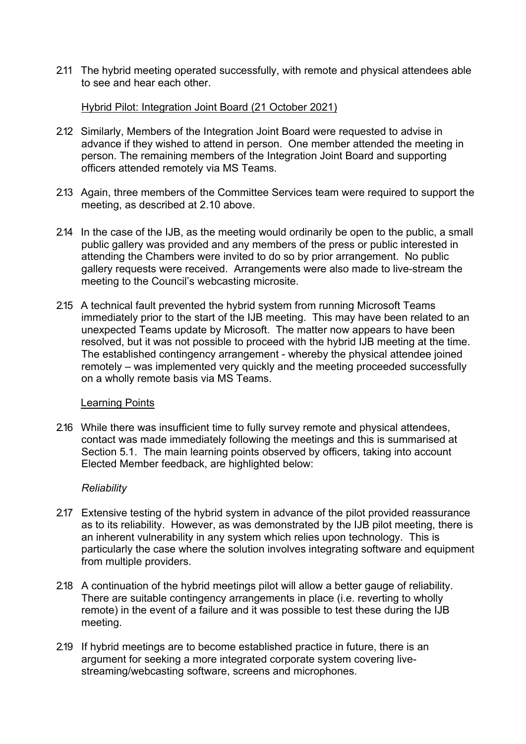2.11 The hybrid meeting operated successfully, with remote and physical attendees able to see and hear each other.

Hybrid Pilot: Integration Joint Board (21 October 2021)

2.12 Similarly, Members of the Integration Joint Board were requested to advise in advance if they wished to attend in person. One member attended the meeting in person. The remaining members of the Integration Joint Board and supporting officers attended remotely via MS Teams.

2.13 Again, three members of the Committee Services team were required to support the meeting, as described at 2.10 above.

2.14 In the case of the IJB, as the meeting would ordinarily be open to the public, a small public gallery was provided and any members of the press or public interested in attending the Chambers were invited to do so by prior arrangement. No public gallery requests were received. Arrangements were also made to live-stream the meeting to the Council's webcasting microsite.

2.15 A technical fault prevented the hybrid system from running Microsoft Teams immediately prior to the start of the IJB meeting. This may have been related to an unexpected Teams update by Microsoft. The matter now appears to have been resolved, but it was not possible to proceed with the hybrid IJB meeting at the time. The established contingency arrangement - whereby the physical attendee joined remotely – was implemented very quickly and the meeting proceeded successfully on a wholly remote basis via MS Teams.

Learning Points

2.16 While there was insufficient time to fully survey remote and physical attendees, contact was made immediately following the meetings and this is summarised at Section 5.1. The main learning points observed by officers, taking into account Elected Member feedback, are highlighted below:

*Reliability*

2.17 Extensive testing of the hybrid system in advance of the pilot provided reassurance as to its reliability. However, as was demonstrated by the IJB pilot meeting, there is an inherent vulnerability in any system which relies upon technology. This is particularly the case where the solution involves integrating software and equipment from multiple providers.

2.18 A continuation of the hybrid meetings pilot will allow a better gauge of reliability. There are suitable contingency arrangements in place (i.e. reverting to wholly remote) in the event of a failure and it was possible to test these during the IJB meeting.

2.19 If hybrid meetings are to become established practice in future, there is an argument for seeking a more integrated corporate system covering live-streaming/webcasting software, screens and microphones.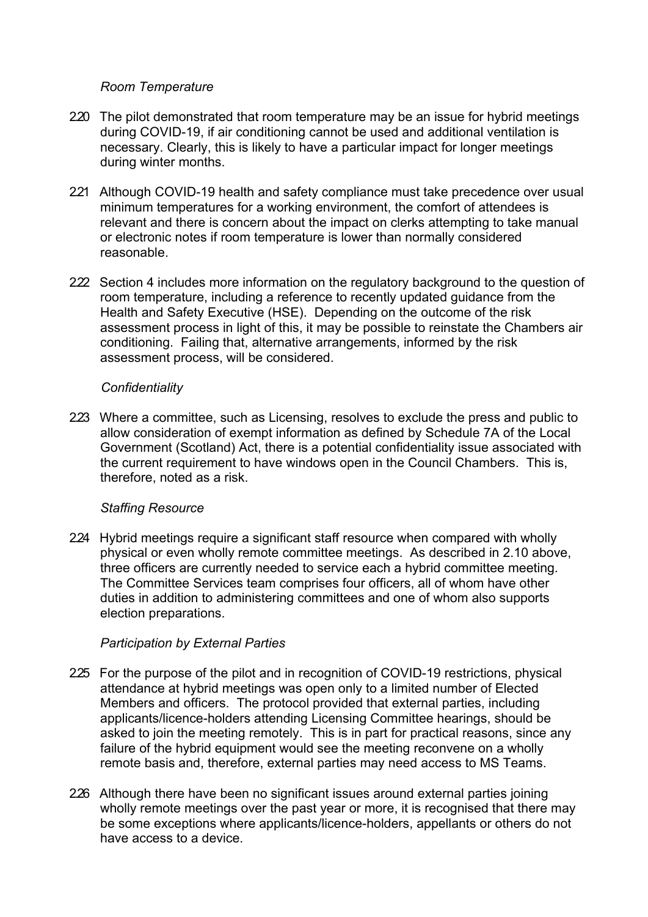*Room Temperature*

2.20 The pilot demonstrated that room temperature may be an issue for hybrid meetings during COVID-19, if air conditioning cannot be used and additional ventilation is necessary. Clearly, this is likely to have a particular impact for longer meetings during winter months.

2.21 Although COVID-19 health and safety compliance must take precedence over usual minimum temperatures for a working environment, the comfort of attendees is relevant and there is concern about the impact on clerks attempting to take manual or electronic notes if room temperature is lower than normally considered reasonable.

2.22 Section 4 includes more information on the regulatory background to the question of room temperature, including a reference to recently updated guidance from the Health and Safety Executive (HSE). Depending on the outcome of the risk assessment process in light of this, it may be possible to reinstate the Chambers air conditioning. Failing that, alternative arrangements, informed by the risk assessment process, will be considered.

*Confidentiality*

2.23 Where a committee, such as Licensing, resolves to exclude the press and public to allow consideration of exempt information as defined by Schedule 7A of the Local Government (Scotland) Act, there is a potential confidentiality issue associated with the current requirement to have windows open in the Council Chambers. This is, therefore, noted as a risk.

*Staffing Resource*

2.24 Hybrid meetings require a significant staff resource when compared with wholly physical or even wholly remote committee meetings. As described in 2.10 above, three officers are currently needed to service each a hybrid committee meeting. The Committee Services team comprises four officers, all of whom have other duties in addition to administering committees and one of whom also supports election preparations.

*Participation by External Parties*

2.25 For the purpose of the pilot and in recognition of COVID-19 restrictions, physical attendance at hybrid meetings was open only to a limited number of Elected Members and officers. The protocol provided that external parties, including applicants/licence-holders attending Licensing Committee hearings, should be asked to join the meeting remotely. This is in part for practical reasons, since any failure of the hybrid equipment would see the meeting reconvene on a wholly remote basis and, therefore, external parties may need access to MS Teams.

2.26 Although there have been no significant issues around external parties joining wholly remote meetings over the past year or more, it is recognised that there may be some exceptions where applicants/licence-holders, appellants or others do not have access to a device.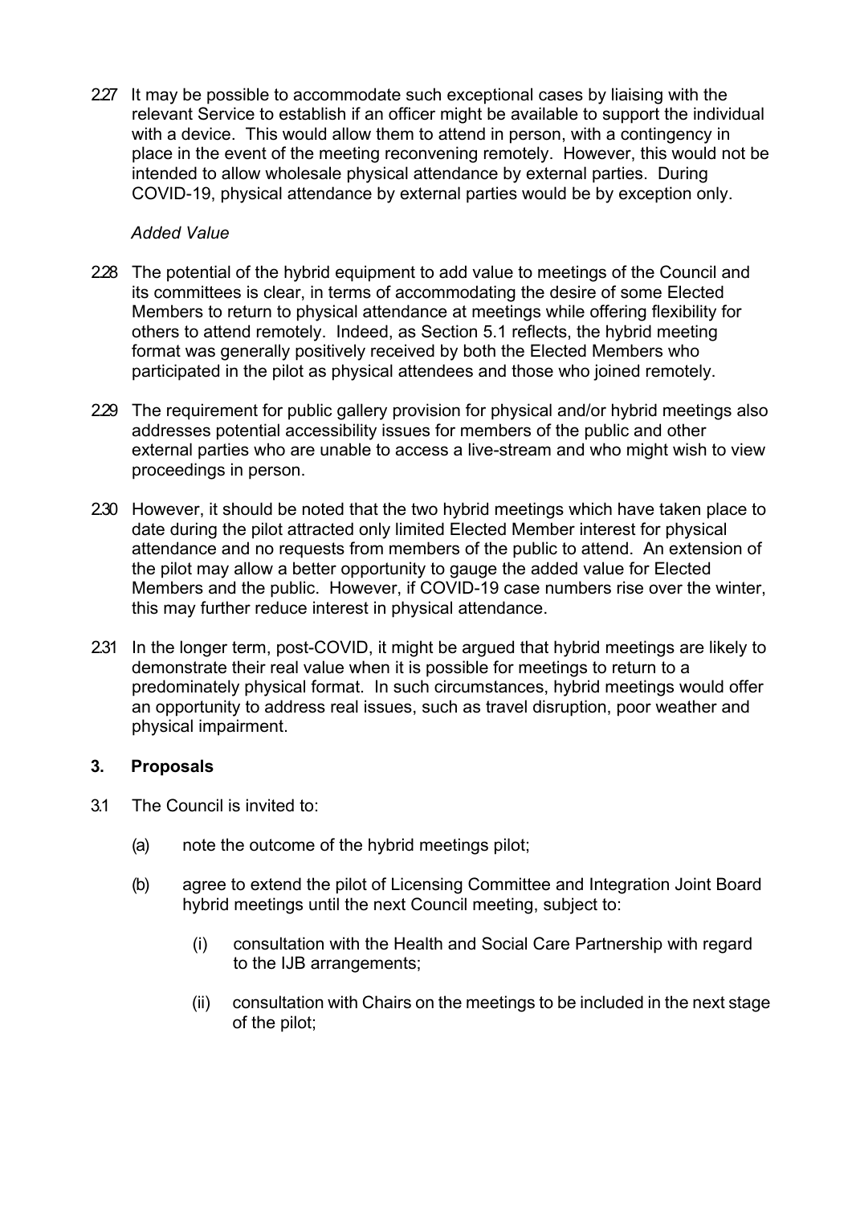2.27 It may be possible to accommodate such exceptional cases by liaising with the relevant Service to establish if an officer might be available to support the individual with a device. This would allow them to attend in person, with a contingency in place in the event of the meeting reconvening remotely. However, this would not be intended to allow wholesale physical attendance by external parties. During COVID-19, physical attendance by external parties would be by exception only.

*Added Value*

2.28 The potential of the hybrid equipment to add value to meetings of the Council and its committees is clear, in terms of accommodating the desire of some Elected Members to return to physical attendance at meetings while offering flexibility for others to attend remotely. Indeed, as Section 5.1 reflects, the hybrid meeting format was generally positively received by both the Elected Members who participated in the pilot as physical attendees and those who joined remotely.

2.29 The requirement for public gallery provision for physical and/or hybrid meetings also addresses potential accessibility issues for members of the public and other external parties who are unable to access a live-stream and who might wish to view proceedings in person.

2.30 However, it should be noted that the two hybrid meetings which have taken place to date during the pilot attracted only limited Elected Member interest for physical attendance and no requests from members of the public to attend. An extension of the pilot may allow a better opportunity to gauge the added value for Elected Members and the public. However, if COVID-19 case numbers rise over the winter, this may further reduce interest in physical attendance.

2.31 In the longer term, post-COVID, it might be argued that hybrid meetings are likely to demonstrate their real value when it is possible for meetings to return to a predominately physical format. In such circumstances, hybrid meetings would offer an opportunity to address real issues, such as travel disruption, poor weather and physical impairment.

## 3. Proposals

3.1 The Council is invited to:

(a) note the outcome of the hybrid meetings pilot;

(b) agree to extend the pilot of Licensing Committee and Integration Joint Board hybrid meetings until the next Council meeting, subject to:

(i) consultation with the Health and Social Care Partnership with regard to the IJB arrangements;

(ii) consultation with Chairs on the meetings to be included in the next stage of the pilot;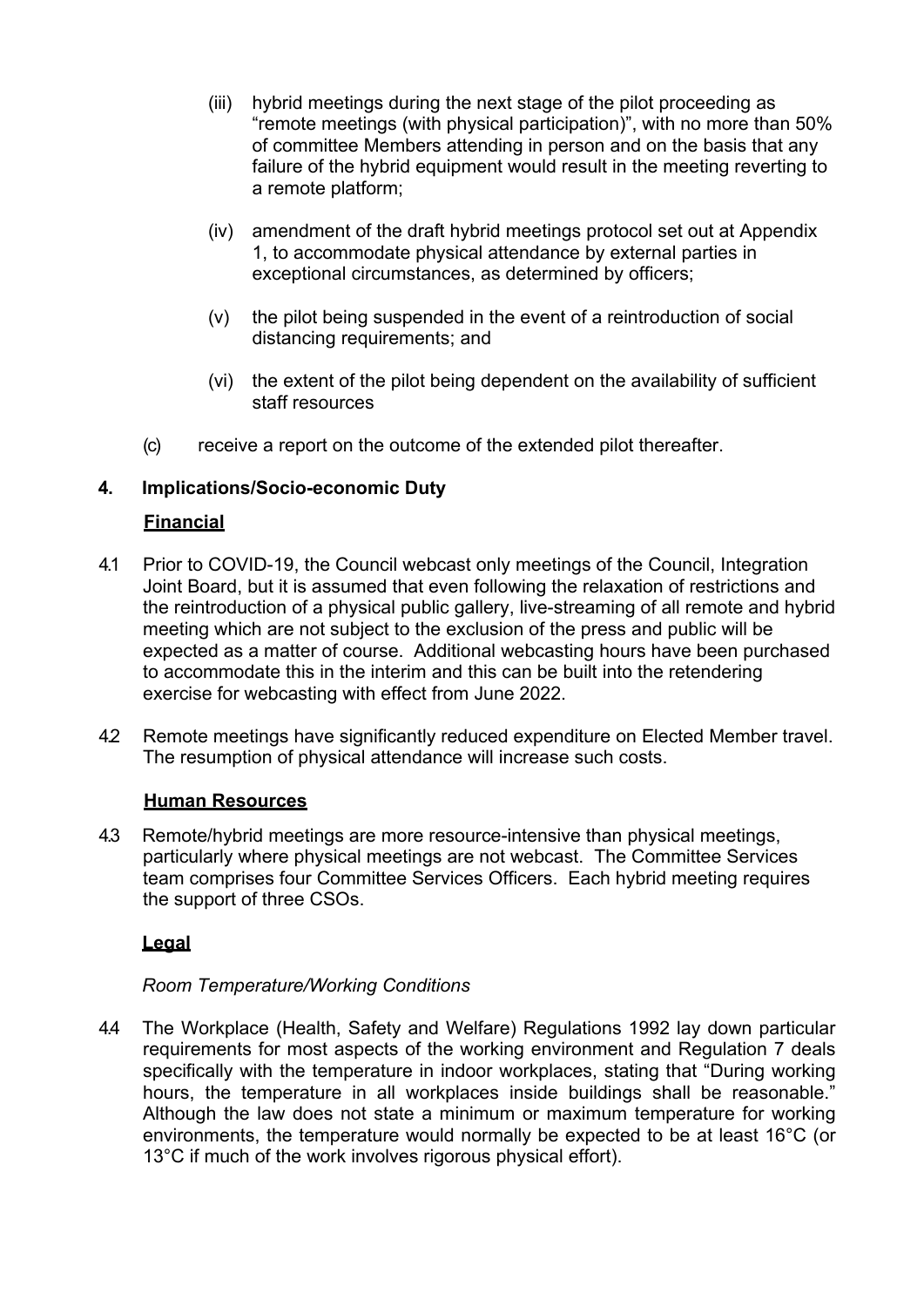(iii) hybrid meetings during the next stage of the pilot proceeding as "remote meetings (with physical participation)", with no more than 50% of committee Members attending in person and on the basis that any failure of the hybrid equipment would result in the meeting reverting to a remote platform;

(iv) amendment of the draft hybrid meetings protocol set out at Appendix 1, to accommodate physical attendance by external parties in exceptional circumstances, as determined by officers;

(v) the pilot being suspended in the event of a reintroduction of social distancing requirements; and

(vi) the extent of the pilot being dependent on the availability of sufficient staff resources

(c) receive a report on the outcome of the extended pilot thereafter.

## 4. Implications/Socio-economic Duty

**Financial**

4.1 Prior to COVID-19, the Council webcast only meetings of the Council, Integration Joint Board, but it is assumed that even following the relaxation of restrictions and the reintroduction of a physical public gallery, live-streaming of all remote and hybrid meeting which are not subject to the exclusion of the press and public will be expected as a matter of course. Additional webcasting hours have been purchased to accommodate this in the interim and this can be built into the retendering exercise for webcasting with effect from June 2022.

4.2 Remote meetings have significantly reduced expenditure on Elected Member travel. The resumption of physical attendance will increase such costs.

**Human Resources**

4.3 Remote/hybrid meetings are more resource-intensive than physical meetings, particularly where physical meetings are not webcast. The Committee Services team comprises four Committee Services Officers. Each hybrid meeting requires the support of three CSOs.

**Legal**

*Room Temperature/Working Conditions*

4.4 The Workplace (Health, Safety and Welfare) Regulations 1992 lay down particular requirements for most aspects of the working environment and Regulation 7 deals specifically with the temperature in indoor workplaces, stating that "During working hours, the temperature in all workplaces inside buildings shall be reasonable." Although the law does not state a minimum or maximum temperature for working environments, the temperature would normally be expected to be at least 16°C (or 13°C if much of the work involves rigorous physical effort).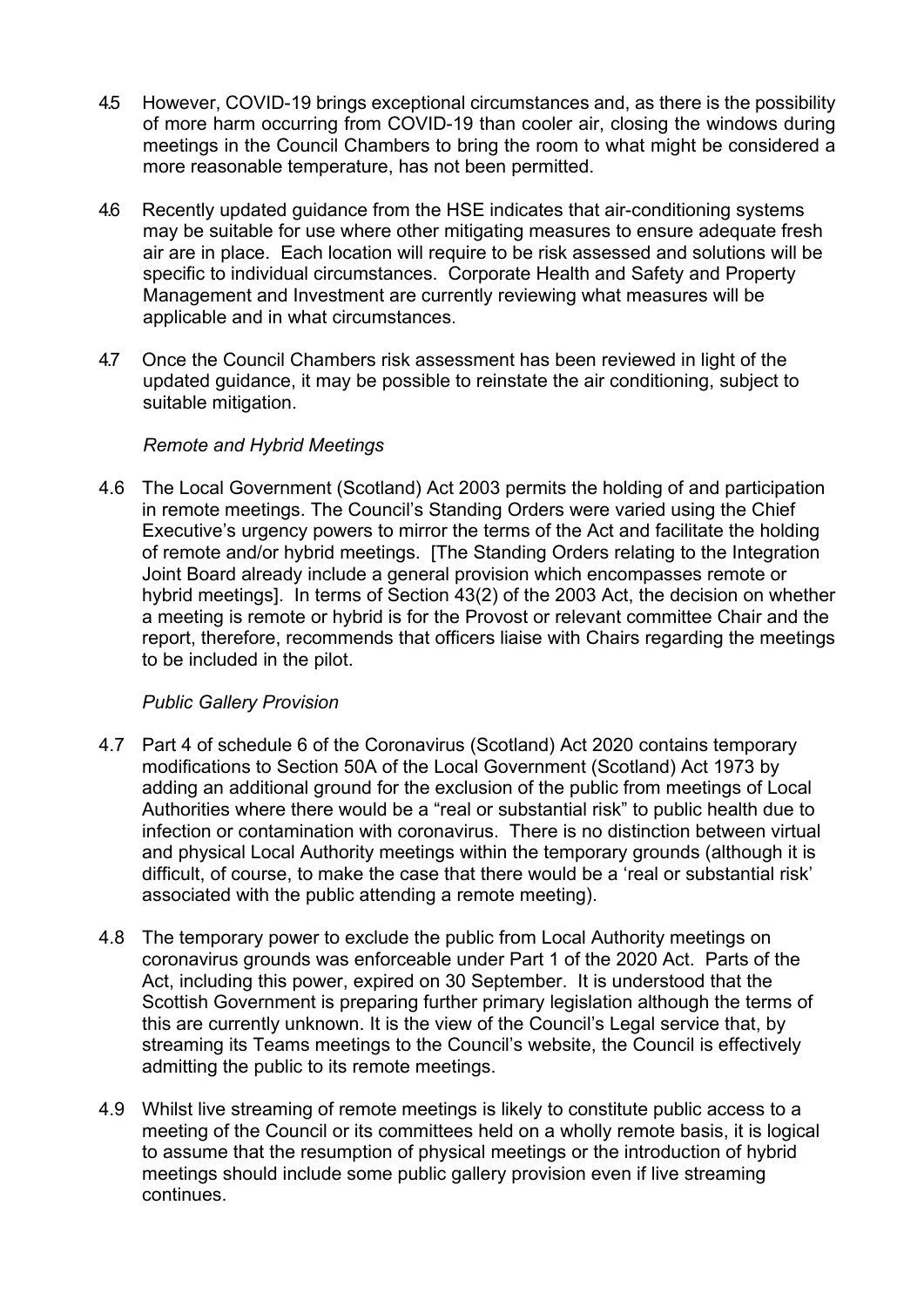4.5 However, COVID-19 brings exceptional circumstances and, as there is the possibility of more harm occurring from COVID-19 than cooler air, closing the windows during meetings in the Council Chambers to bring the room to what might be considered a more reasonable temperature, has not been permitted.

4.6 Recently updated guidance from the HSE indicates that air-conditioning systems may be suitable for use where other mitigating measures to ensure adequate fresh air are in place. Each location will require to be risk assessed and solutions will be specific to individual circumstances. Corporate Health and Safety and Property Management and Investment are currently reviewing what measures will be applicable and in what circumstances.

4.7 Once the Council Chambers risk assessment has been reviewed in light of the updated guidance, it may be possible to reinstate the air conditioning, subject to suitable mitigation.

*Remote and Hybrid Meetings*

4.6 The Local Government (Scotland) Act 2003 permits the holding of and participation in remote meetings. The Council's Standing Orders were varied using the Chief Executive's urgency powers to mirror the terms of the Act and facilitate the holding of remote and/or hybrid meetings. [The Standing Orders relating to the Integration Joint Board already include a general provision which encompasses remote or hybrid meetings]. In terms of Section 43(2) of the 2003 Act, the decision on whether a meeting is remote or hybrid is for the Provost or relevant committee Chair and the report, therefore, recommends that officers liaise with Chairs regarding the meetings to be included in the pilot.

*Public Gallery Provision*

4.7 Part 4 of schedule 6 of the Coronavirus (Scotland) Act 2020 contains temporary modifications to Section 50A of the Local Government (Scotland) Act 1973 by adding an additional ground for the exclusion of the public from meetings of Local Authorities where there would be a "real or substantial risk" to public health due to infection or contamination with coronavirus. There is no distinction between virtual and physical Local Authority meetings within the temporary grounds (although it is difficult, of course, to make the case that there would be a 'real or substantial risk' associated with the public attending a remote meeting).

4.8 The temporary power to exclude the public from Local Authority meetings on coronavirus grounds was enforceable under Part 1 of the 2020 Act. Parts of the Act, including this power, expired on 30 September. It is understood that the Scottish Government is preparing further primary legislation although the terms of this are currently unknown. It is the view of the Council's Legal service that, by streaming its Teams meetings to the Council's website, the Council is effectively admitting the public to its remote meetings.

4.9 Whilst live streaming of remote meetings is likely to constitute public access to a meeting of the Council or its committees held on a wholly remote basis, it is logical to assume that the resumption of physical meetings or the introduction of hybrid meetings should include some public gallery provision even if live streaming continues.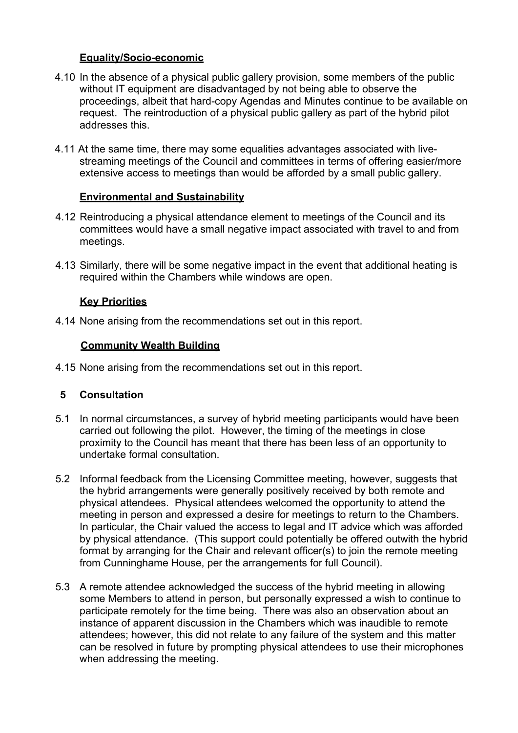**Equality/Socio-economic**

4.10 In the absence of a physical public gallery provision, some members of the public without IT equipment are disadvantaged by not being able to observe the proceedings, albeit that hard-copy Agendas and Minutes continue to be available on request. The reintroduction of a physical public gallery as part of the hybrid pilot addresses this.

4.11 At the same time, there may some equalities advantages associated with live-streaming meetings of the Council and committees in terms of offering easier/more extensive access to meetings than would be afforded by a small public gallery.

**Environmental and Sustainability**

4.12 Reintroducing a physical attendance element to meetings of the Council and its committees would have a small negative impact associated with travel to and from meetings.

4.13 Similarly, there will be some negative impact in the event that additional heating is required within the Chambers while windows are open.

**Key Priorities**

4.14 None arising from the recommendations set out in this report.

**Community Wealth Building**

4.15 None arising from the recommendations set out in this report.

## 5 Consultation

5.1 In normal circumstances, a survey of hybrid meeting participants would have been carried out following the pilot. However, the timing of the meetings in close proximity to the Council has meant that there has been less of an opportunity to undertake formal consultation.

5.2 Informal feedback from the Licensing Committee meeting, however, suggests that the hybrid arrangements were generally positively received by both remote and physical attendees. Physical attendees welcomed the opportunity to attend the meeting in person and expressed a desire for meetings to return to the Chambers. In particular, the Chair valued the access to legal and IT advice which was afforded by physical attendance. (This support could potentially be offered outwith the hybrid format by arranging for the Chair and relevant officer(s) to join the remote meeting from Cunninghame House, per the arrangements for full Council).

5.3 A remote attendee acknowledged the success of the hybrid meeting in allowing some Members to attend in person, but personally expressed a wish to continue to participate remotely for the time being. There was also an observation about an instance of apparent discussion in the Chambers which was inaudible to remote attendees; however, this did not relate to any failure of the system and this matter can be resolved in future by prompting physical attendees to use their microphones when addressing the meeting.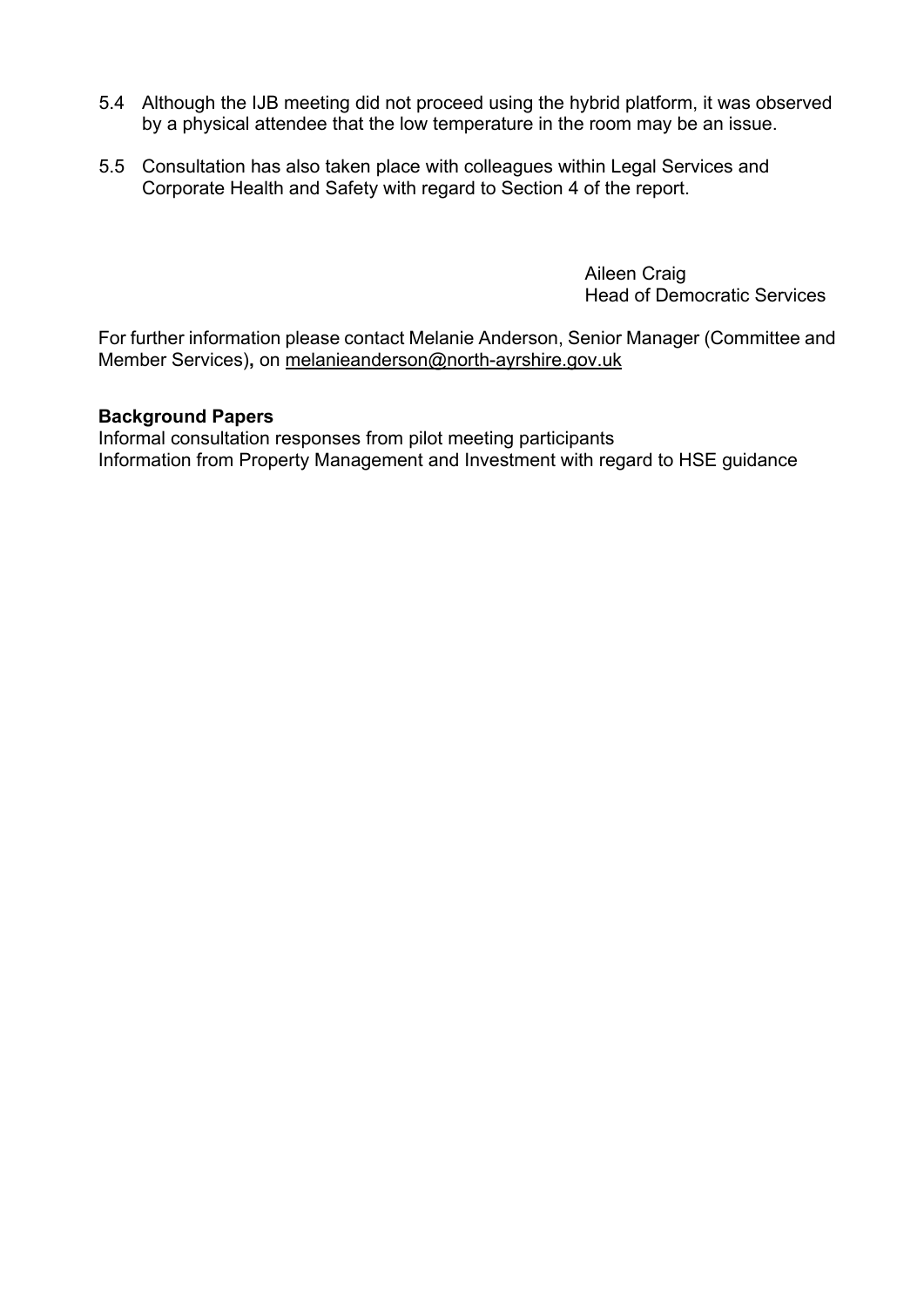5.4 Although the IJB meeting did not proceed using the hybrid platform, it was observed by a physical attendee that the low temperature in the room may be an issue.

5.5 Consultation has also taken place with colleagues within Legal Services and Corporate Health and Safety with regard to Section 4 of the report.

Aileen Craig
Head of Democratic Services

For further information please contact Melanie Anderson, Senior Manager (Committee and Member Services), on melanieanderson@north-ayrshire.gov.uk

**Background Papers**
Informal consultation responses from pilot meeting participants
Information from Property Management and Investment with regard to HSE guidance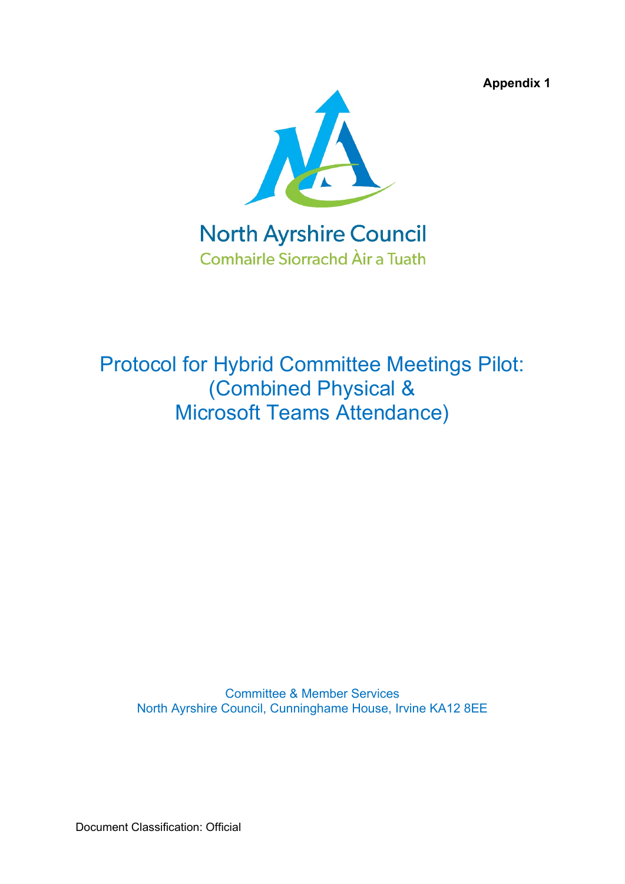**Appendix 1**

North Ayrshire Council

Comhairle Siorrachd Àir a Tuath

# Protocol for Hybrid Committee Meetings Pilot: (Combined Physical & Microsoft Teams Attendance)

Committee & Member Services
North Ayrshire Council, Cunninghame House, Irvine KA12 8EE

Document Classification: Official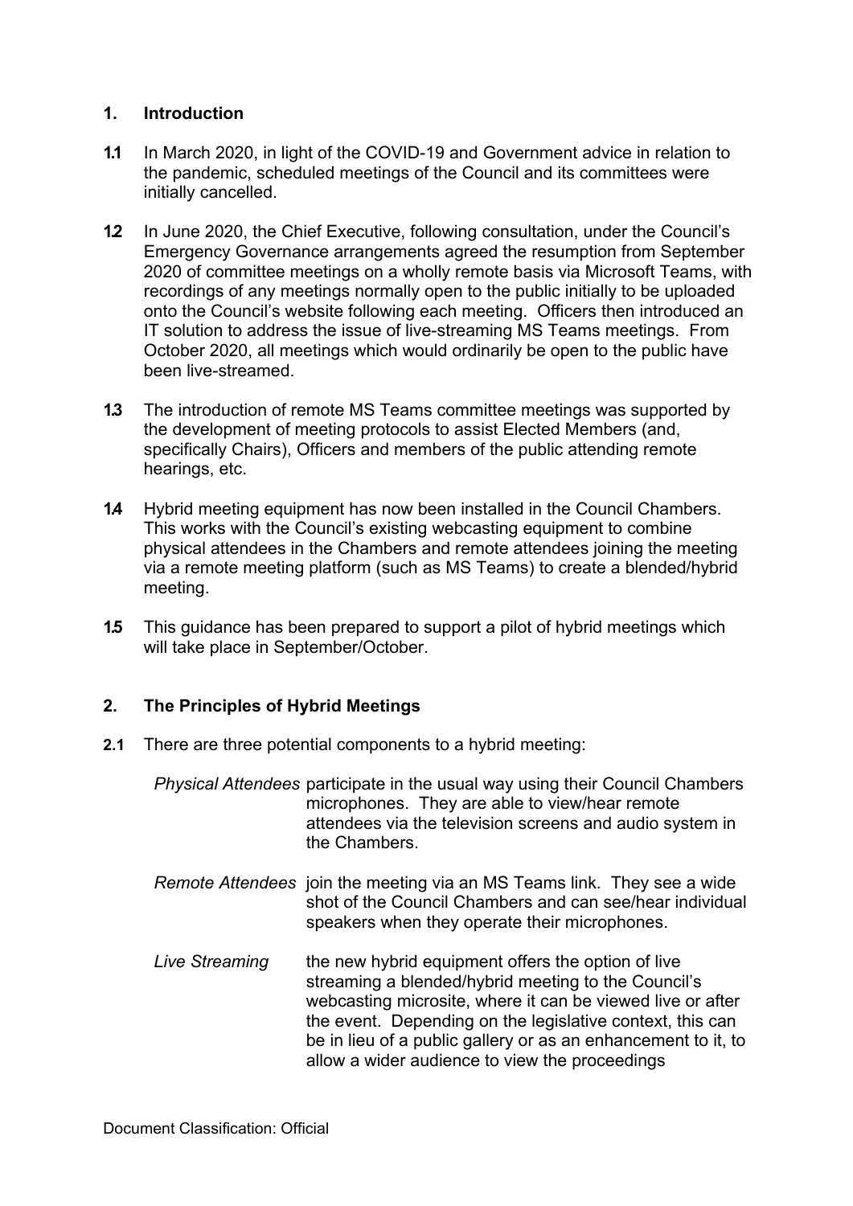## 1. Introduction

**1.1** In March 2020, in light of the COVID-19 and Government advice in relation to the pandemic, scheduled meetings of the Council and its committees were initially cancelled.

**1.2** In June 2020, the Chief Executive, following consultation, under the Council's Emergency Governance arrangements agreed the resumption from September 2020 of committee meetings on a wholly remote basis via Microsoft Teams, with recordings of any meetings normally open to the public initially to be uploaded onto the Council's website following each meeting. Officers then introduced an IT solution to address the issue of live-streaming MS Teams meetings. From October 2020, all meetings which would ordinarily be open to the public have been live-streamed.

**1.3** The introduction of remote MS Teams committee meetings was supported by the development of meeting protocols to assist Elected Members (and, specifically Chairs), Officers and members of the public attending remote hearings, etc.

**1.4** Hybrid meeting equipment has now been installed in the Council Chambers. This works with the Council's existing webcasting equipment to combine physical attendees in the Chambers and remote attendees joining the meeting via a remote meeting platform (such as MS Teams) to create a blended/hybrid meeting.

**1.5** This guidance has been prepared to support a pilot of hybrid meetings which will take place in September/October.

## 2. The Principles of Hybrid Meetings

**2.1** There are three potential components to a hybrid meeting:

*Physical Attendees* participate in the usual way using their Council Chambers microphones. They are able to view/hear remote attendees via the television screens and audio system in the Chambers.

*Remote Attendees* join the meeting via an MS Teams link. They see a wide shot of the Council Chambers and can see/hear individual speakers when they operate their microphones.

*Live Streaming* the new hybrid equipment offers the option of live streaming a blended/hybrid meeting to the Council's webcasting microsite, where it can be viewed live or after the event. Depending on the legislative context, this can be in lieu of a public gallery or as an enhancement to it, to allow a wider audience to view the proceedings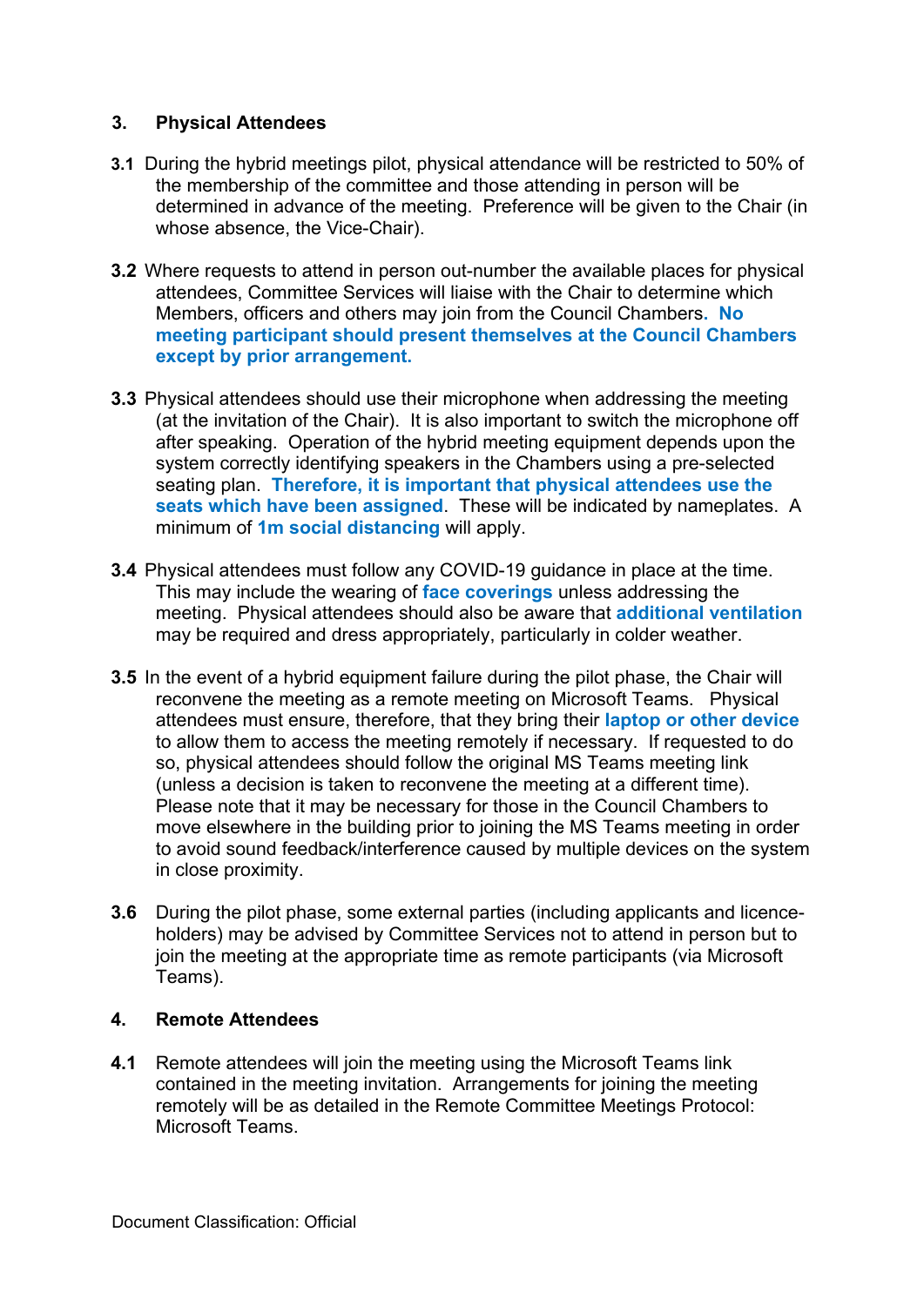## 3. Physical Attendees

**3.1** During the hybrid meetings pilot, physical attendance will be restricted to 50% of the membership of the committee and those attending in person will be determined in advance of the meeting. Preference will be given to the Chair (in whose absence, the Vice-Chair).

**3.2** Where requests to attend in person out-number the available places for physical attendees, Committee Services will liaise with the Chair to determine which Members, officers and others may join from the Council Chambers. **No meeting participant should present themselves at the Council Chambers except by prior arrangement.**

**3.3** Physical attendees should use their microphone when addressing the meeting (at the invitation of the Chair). It is also important to switch the microphone off after speaking. Operation of the hybrid meeting equipment depends upon the system correctly identifying speakers in the Chambers using a pre-selected seating plan. **Therefore, it is important that physical attendees use the seats which have been assigned**. These will be indicated by nameplates. A minimum of **1m social distancing** will apply.

**3.4** Physical attendees must follow any COVID-19 guidance in place at the time. This may include the wearing of **face coverings** unless addressing the meeting. Physical attendees should also be aware that **additional ventilation** may be required and dress appropriately, particularly in colder weather.

**3.5** In the event of a hybrid equipment failure during the pilot phase, the Chair will reconvene the meeting as a remote meeting on Microsoft Teams. Physical attendees must ensure, therefore, that they bring their **laptop or other device** to allow them to access the meeting remotely if necessary. If requested to do so, physical attendees should follow the original MS Teams meeting link (unless a decision is taken to reconvene the meeting at a different time). Please note that it may be necessary for those in the Council Chambers to move elsewhere in the building prior to joining the MS Teams meeting in order to avoid sound feedback/interference caused by multiple devices on the system in close proximity.

**3.6** During the pilot phase, some external parties (including applicants and licence-holders) may be advised by Committee Services not to attend in person but to join the meeting at the appropriate time as remote participants (via Microsoft Teams).

## 4. Remote Attendees

**4.1** Remote attendees will join the meeting using the Microsoft Teams link contained in the meeting invitation. Arrangements for joining the meeting remotely will be as detailed in the Remote Committee Meetings Protocol: Microsoft Teams.

Document Classification: Official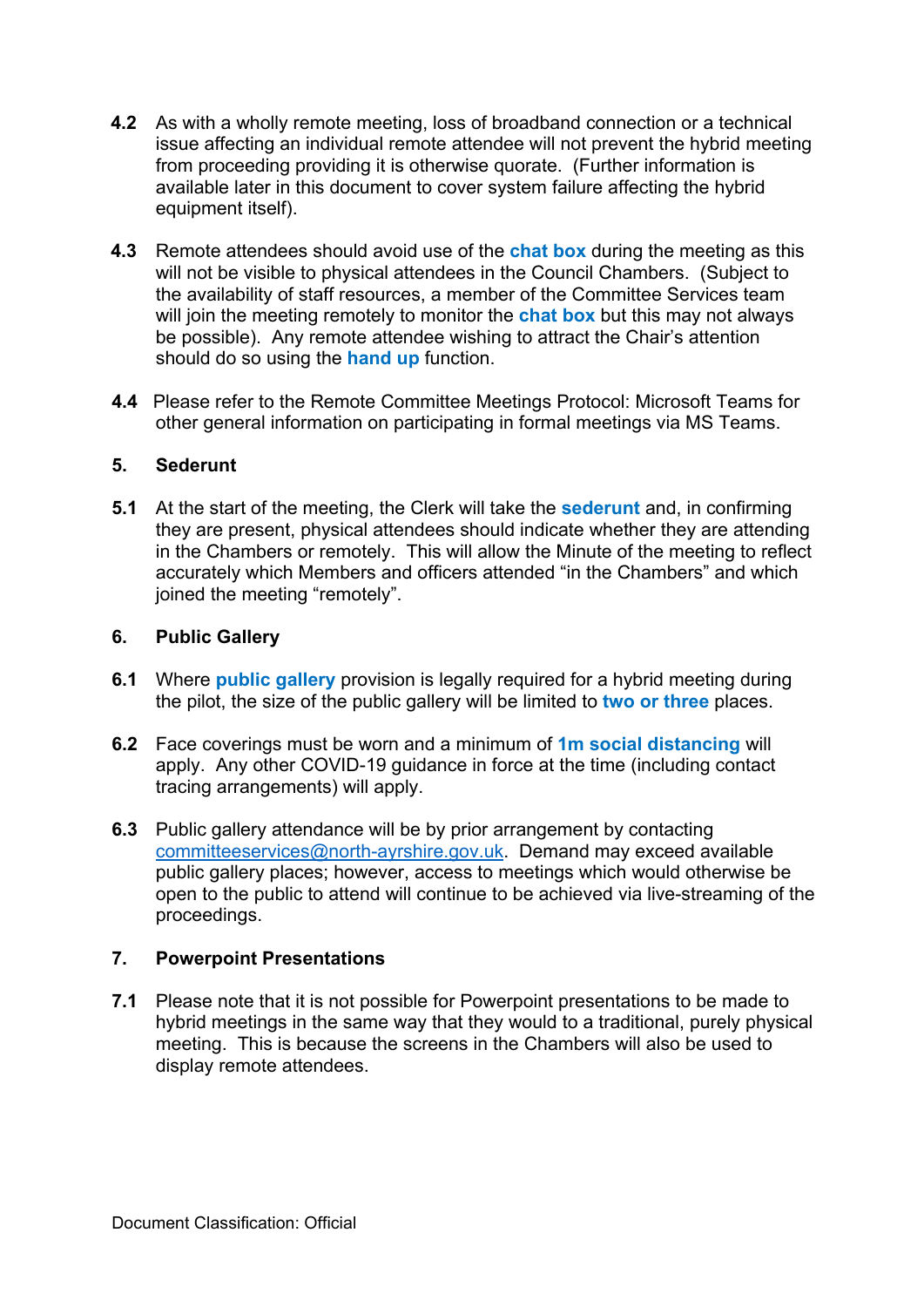**4.2** As with a wholly remote meeting, loss of broadband connection or a technical issue affecting an individual remote attendee will not prevent the hybrid meeting from proceeding providing it is otherwise quorate. (Further information is available later in this document to cover system failure affecting the hybrid equipment itself).

**4.3** Remote attendees should avoid use of the **chat box** during the meeting as this will not be visible to physical attendees in the Council Chambers. (Subject to the availability of staff resources, a member of the Committee Services team will join the meeting remotely to monitor the **chat box** but this may not always be possible). Any remote attendee wishing to attract the Chair's attention should do so using the **hand up** function.

**4.4** Please refer to the Remote Committee Meetings Protocol: Microsoft Teams for other general information on participating in formal meetings via MS Teams.

## 5. Sederunt

**5.1** At the start of the meeting, the Clerk will take the **sederunt** and, in confirming they are present, physical attendees should indicate whether they are attending in the Chambers or remotely. This will allow the Minute of the meeting to reflect accurately which Members and officers attended "in the Chambers" and which joined the meeting "remotely".

## 6. Public Gallery

**6.1** Where **public gallery** provision is legally required for a hybrid meeting during the pilot, the size of the public gallery will be limited to **two or three** places.

**6.2** Face coverings must be worn and a minimum of **1m social distancing** will apply. Any other COVID-19 guidance in force at the time (including contact tracing arrangements) will apply.

**6.3** Public gallery attendance will be by prior arrangement by contacting committeeservices@north-ayrshire.gov.uk. Demand may exceed available public gallery places; however, access to meetings which would otherwise be open to the public to attend will continue to be achieved via live-streaming of the proceedings.

## 7. Powerpoint Presentations

**7.1** Please note that it is not possible for Powerpoint presentations to be made to hybrid meetings in the same way that they would to a traditional, purely physical meeting. This is because the screens in the Chambers will also be used to display remote attendees.

Document Classification: Official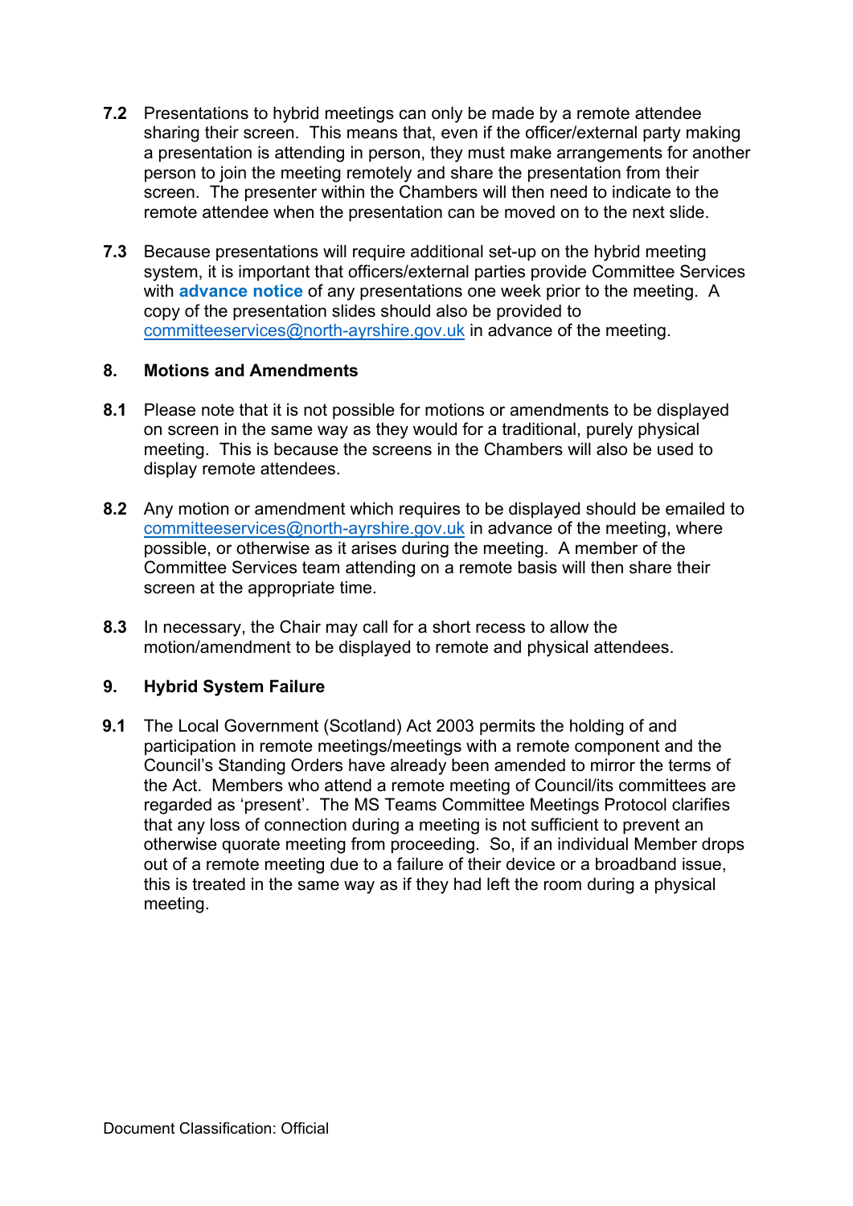**7.2** Presentations to hybrid meetings can only be made by a remote attendee sharing their screen. This means that, even if the officer/external party making a presentation is attending in person, they must make arrangements for another person to join the meeting remotely and share the presentation from their screen. The presenter within the Chambers will then need to indicate to the remote attendee when the presentation can be moved on to the next slide.

**7.3** Because presentations will require additional set-up on the hybrid meeting system, it is important that officers/external parties provide Committee Services with **advance notice** of any presentations one week prior to the meeting. A copy of the presentation slides should also be provided to committeeservices@north-ayrshire.gov.uk in advance of the meeting.

## 8. Motions and Amendments

**8.1** Please note that it is not possible for motions or amendments to be displayed on screen in the same way as they would for a traditional, purely physical meeting. This is because the screens in the Chambers will also be used to display remote attendees.

**8.2** Any motion or amendment which requires to be displayed should be emailed to committeeservices@north-ayrshire.gov.uk in advance of the meeting, where possible, or otherwise as it arises during the meeting. A member of the Committee Services team attending on a remote basis will then share their screen at the appropriate time.

**8.3** In necessary, the Chair may call for a short recess to allow the motion/amendment to be displayed to remote and physical attendees.

## 9. Hybrid System Failure

**9.1** The Local Government (Scotland) Act 2003 permits the holding of and participation in remote meetings/meetings with a remote component and the Council's Standing Orders have already been amended to mirror the terms of the Act. Members who attend a remote meeting of Council/its committees are regarded as 'present'. The MS Teams Committee Meetings Protocol clarifies that any loss of connection during a meeting is not sufficient to prevent an otherwise quorate meeting from proceeding. So, if an individual Member drops out of a remote meeting due to a failure of their device or a broadband issue, this is treated in the same way as if they had left the room during a physical meeting.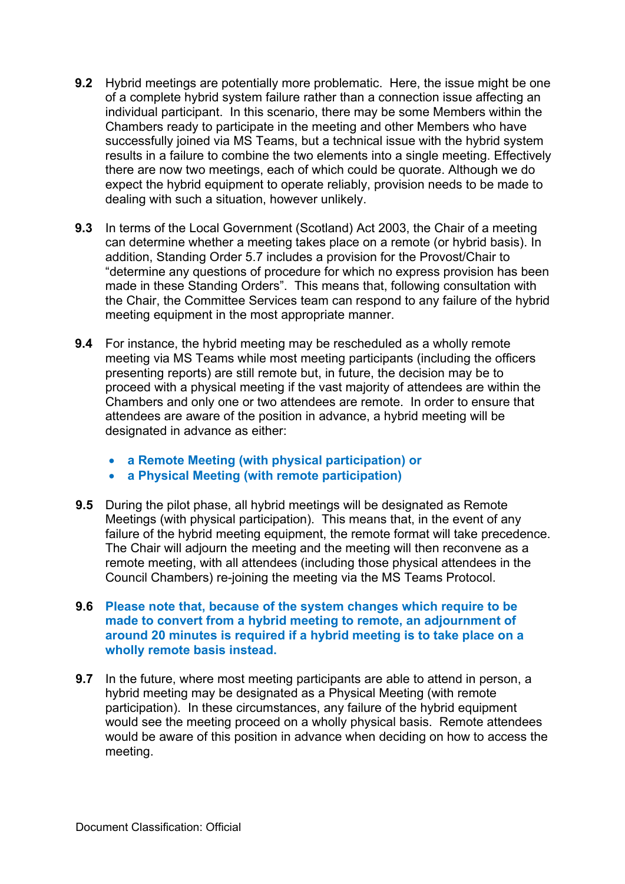**9.2** Hybrid meetings are potentially more problematic. Here, the issue might be one of a complete hybrid system failure rather than a connection issue affecting an individual participant. In this scenario, there may be some Members within the Chambers ready to participate in the meeting and other Members who have successfully joined via MS Teams, but a technical issue with the hybrid system results in a failure to combine the two elements into a single meeting. Effectively there are now two meetings, each of which could be quorate. Although we do expect the hybrid equipment to operate reliably, provision needs to be made to dealing with such a situation, however unlikely.

**9.3** In terms of the Local Government (Scotland) Act 2003, the Chair of a meeting can determine whether a meeting takes place on a remote (or hybrid basis). In addition, Standing Order 5.7 includes a provision for the Provost/Chair to "determine any questions of procedure for which no express provision has been made in these Standing Orders". This means that, following consultation with the Chair, the Committee Services team can respond to any failure of the hybrid meeting equipment in the most appropriate manner.

**9.4** For instance, the hybrid meeting may be rescheduled as a wholly remote meeting via MS Teams while most meeting participants (including the officers presenting reports) are still remote but, in future, the decision may be to proceed with a physical meeting if the vast majority of attendees are within the Chambers and only one or two attendees are remote. In order to ensure that attendees are aware of the position in advance, a hybrid meeting will be designated in advance as either:

- **a Remote Meeting (with physical participation) or**
- **a Physical Meeting (with remote participation)**

**9.5** During the pilot phase, all hybrid meetings will be designated as Remote Meetings (with physical participation). This means that, in the event of any failure of the hybrid meeting equipment, the remote format will take precedence. The Chair will adjourn the meeting and the meeting will then reconvene as a remote meeting, with all attendees (including those physical attendees in the Council Chambers) re-joining the meeting via the MS Teams Protocol.

**9.6** **Please note that, because of the system changes which require to be made to convert from a hybrid meeting to remote, an adjournment of around 20 minutes is required if a hybrid meeting is to take place on a wholly remote basis instead.**

**9.7** In the future, where most meeting participants are able to attend in person, a hybrid meeting may be designated as a Physical Meeting (with remote participation). In these circumstances, any failure of the hybrid equipment would see the meeting proceed on a wholly physical basis. Remote attendees would be aware of this position in advance when deciding on how to access the meeting.

Document Classification: Official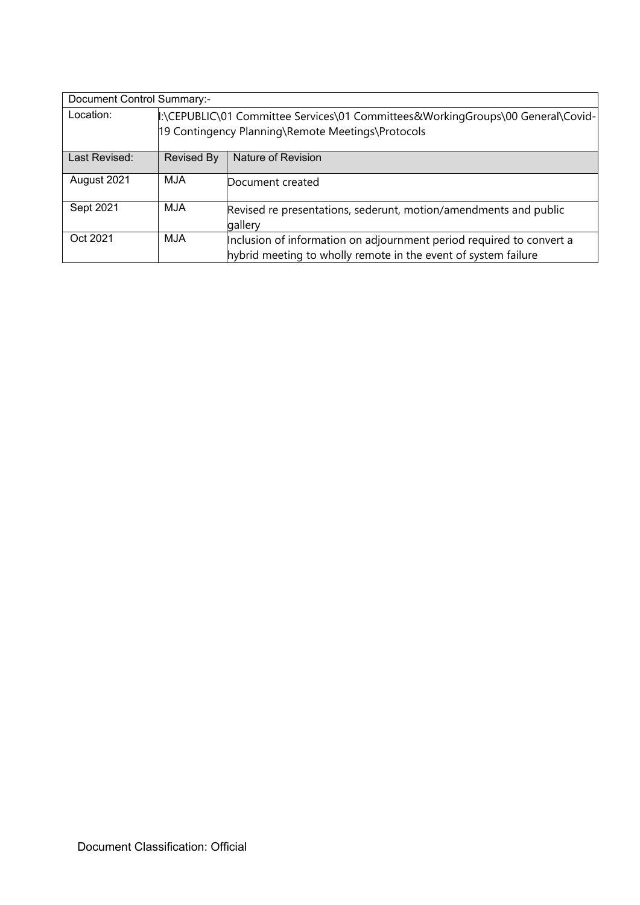| Document Control Summary:- | | |
|---|---|---|
| Location: | I:\CEPUBLIC\01 Committee Services\01 Committees&WorkingGroups\00 General\Covid-19 Contingency Planning\Remote Meetings\Protocols | |
| Last Revised: | Revised By | Nature of Revision |
| August 2021 | MJA | Document created |
| Sept 2021 | MJA | Revised re presentations, sederunt, motion/amendments and public gallery |
| Oct 2021 | MJA | Inclusion of information on adjournment period required to convert a hybrid meeting to wholly remote in the event of system failure |

Document Classification: Official